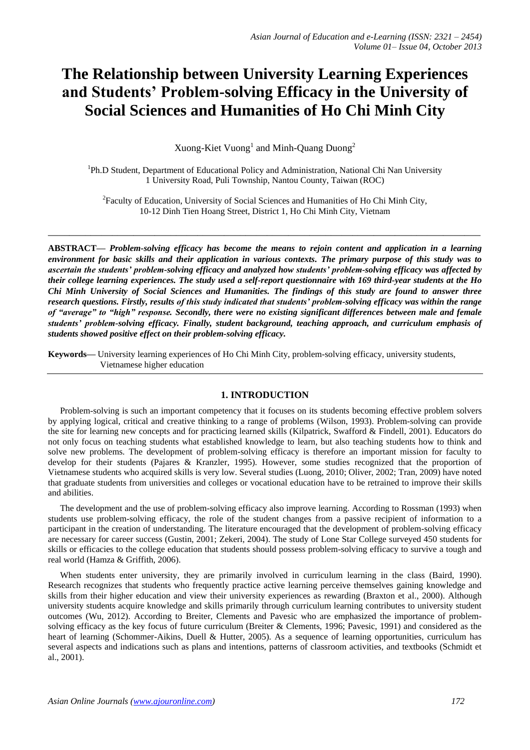# The Relationship between University Learning Experiences and Students' Problem-solving Efficacy in the University of Social Sciences and Humanities of Ho Chi Minh City

Xuong-Kiet Vuong[1] and Minh-Quang Duong[2]

[1]Ph.D Student, Department of Educational Policy and Administration, National Chi Nan University
1 University Road, Puli Township, Nantou County, Taiwan (ROC)

[2]Faculty of Education, University of Social Sciences and Humanities of Ho Chi Minh City,
10-12 Dinh Tien Hoang Street, District 1, Ho Chi Minh City, Vietnam

---

**ABSTRACT—** ***Problem-solving efficacy has become the means to rejoin content and application in a learning environment for basic skills and their application in various contexts. The primary purpose of this study was to ascertain the students' problem-solving efficacy and analyzed how students' problem-solving efficacy was affected by their college learning experiences. The study used a self-report questionnaire with 169 third-year students at the Ho Chi Minh University of Social Sciences and Humanities. The findings of this study are found to answer three research questions. Firstly, results of this study indicated that students' problem-solving efficacy was within the range of "average" to "high" response. Secondly, there were no existing significant differences between male and female students' problem-solving efficacy. Finally, student background, teaching approach, and curriculum emphasis of students showed positive effect on their problem-solving efficacy.***

**Keywords—** University learning experiences of Ho Chi Minh City, problem-solving efficacy, university students, Vietnamese higher education

---

## 1. INTRODUCTION

Problem-solving is such an important competency that it focuses on its students becoming effective problem solvers by applying logical, critical and creative thinking to a range of problems (Wilson, 1993). Problem-solving can provide the site for learning new concepts and for practicing learned skills (Kilpatrick, Swafford & Findell, 2001). Educators do not only focus on teaching students what established knowledge to learn, but also teaching students how to think and solve new problems. The development of problem-solving efficacy is therefore an important mission for faculty to develop for their students (Pajares & Kranzler, 1995). However, some studies recognized that the proportion of Vietnamese students who acquired skills is very low. Several studies (Luong, 2010; Oliver, 2002; Tran, 2009) have noted that graduate students from universities and colleges or vocational education have to be retrained to improve their skills and abilities.

The development and the use of problem-solving efficacy also improve learning. According to Rossman (1993) when students use problem-solving efficacy, the role of the student changes from a passive recipient of information to a participant in the creation of understanding. The literature encouraged that the development of problem-solving efficacy are necessary for career success (Gustin, 2001; Zekeri, 2004). The study of Lone Star College surveyed 450 students for skills or efficacies to the college education that students should possess problem-solving efficacy to survive a tough and real world (Hamza & Griffith, 2006).

When students enter university, they are primarily involved in curriculum learning in the class (Baird, 1990). Research recognizes that students who frequently practice active learning perceive themselves gaining knowledge and skills from their higher education and view their university experiences as rewarding (Braxton et al., 2000). Although university students acquire knowledge and skills primarily through curriculum learning contributes to university student outcomes (Wu, 2012). According to Breiter, Clements and Pavesic who are emphasized the importance of problem-solving efficacy as the key focus of future curriculum (Breiter & Clements, 1996; Pavesic, 1991) and considered as the heart of learning (Schommer-Aikins, Duell & Hutter, 2005). As a sequence of learning opportunities, curriculum has several aspects and indications such as plans and intentions, patterns of classroom activities, and textbooks (Schmidt et al., 2001).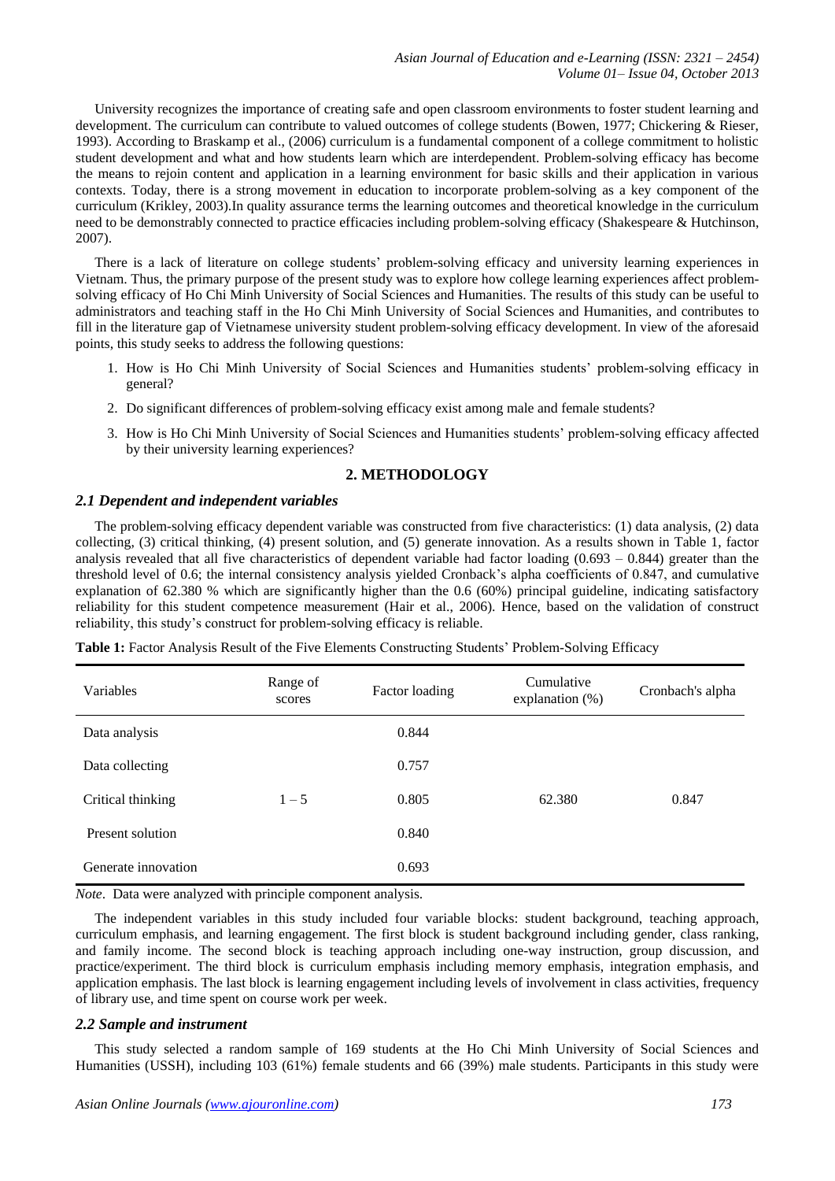University recognizes the importance of creating safe and open classroom environments to foster student learning and development. The curriculum can contribute to valued outcomes of college students (Bowen, 1977; Chickering & Rieser, 1993). According to Braskamp et al., (2006) curriculum is a fundamental component of a college commitment to holistic student development and what and how students learn which are interdependent. Problem-solving efficacy has become the means to rejoin content and application in a learning environment for basic skills and their application in various contexts. Today, there is a strong movement in education to incorporate problem-solving as a key component of the curriculum (Krikley, 2003).In quality assurance terms the learning outcomes and theoretical knowledge in the curriculum need to be demonstrably connected to practice efficacies including problem-solving efficacy (Shakespeare & Hutchinson, 2007).

There is a lack of literature on college students' problem-solving efficacy and university learning experiences in Vietnam. Thus, the primary purpose of the present study was to explore how college learning experiences affect problem-solving efficacy of Ho Chi Minh University of Social Sciences and Humanities. The results of this study can be useful to administrators and teaching staff in the Ho Chi Minh University of Social Sciences and Humanities, and contributes to fill in the literature gap of Vietnamese university student problem-solving efficacy development. In view of the aforesaid points, this study seeks to address the following questions:

1. How is Ho Chi Minh University of Social Sciences and Humanities students' problem-solving efficacy in general?
2. Do significant differences of problem-solving efficacy exist among male and female students?
3. How is Ho Chi Minh University of Social Sciences and Humanities students' problem-solving efficacy affected by their university learning experiences?

## 2. METHODOLOGY

### *2.1 Dependent and independent variables*

The problem-solving efficacy dependent variable was constructed from five characteristics: (1) data analysis, (2) data collecting, (3) critical thinking, (4) present solution, and (5) generate innovation. As a results shown in Table 1, factor analysis revealed that all five characteristics of dependent variable had factor loading (0.693 – 0.844) greater than the threshold level of 0.6; the internal consistency analysis yielded Cronback's alpha coefficients of 0.847, and cumulative explanation of 62.380 % which are significantly higher than the 0.6 (60%) principal guideline, indicating satisfactory reliability for this student competence measurement (Hair et al., 2006). Hence, based on the validation of construct reliability, this study's construct for problem-solving efficacy is reliable.

**Table 1:** Factor Analysis Result of the Five Elements Constructing Students' Problem-Solving Efficacy

| Variables | Range of scores | Factor loading | Cumulative explanation (%) | Cronbach's alpha |
|---|---|---|---|---|
| Data analysis | | 0.844 | | |
| Data collecting | | 0.757 | | |
| Critical thinking | 1 – 5 | 0.805 | 62.380 | 0.847 |
| Present solution | | 0.840 | | |
| Generate innovation | | 0.693 | | |

*Note*. Data were analyzed with principle component analysis.

The independent variables in this study included four variable blocks: student background, teaching approach, curriculum emphasis, and learning engagement. The first block is student background including gender, class ranking, and family income. The second block is teaching approach including one-way instruction, group discussion, and practice/experiment. The third block is curriculum emphasis including memory emphasis, integration emphasis, and application emphasis. The last block is learning engagement including levels of involvement in class activities, frequency of library use, and time spent on course work per week.

### *2.2 Sample and instrument*

This study selected a random sample of 169 students at the Ho Chi Minh University of Social Sciences and Humanities (USSH), including 103 (61%) female students and 66 (39%) male students. Participants in this study were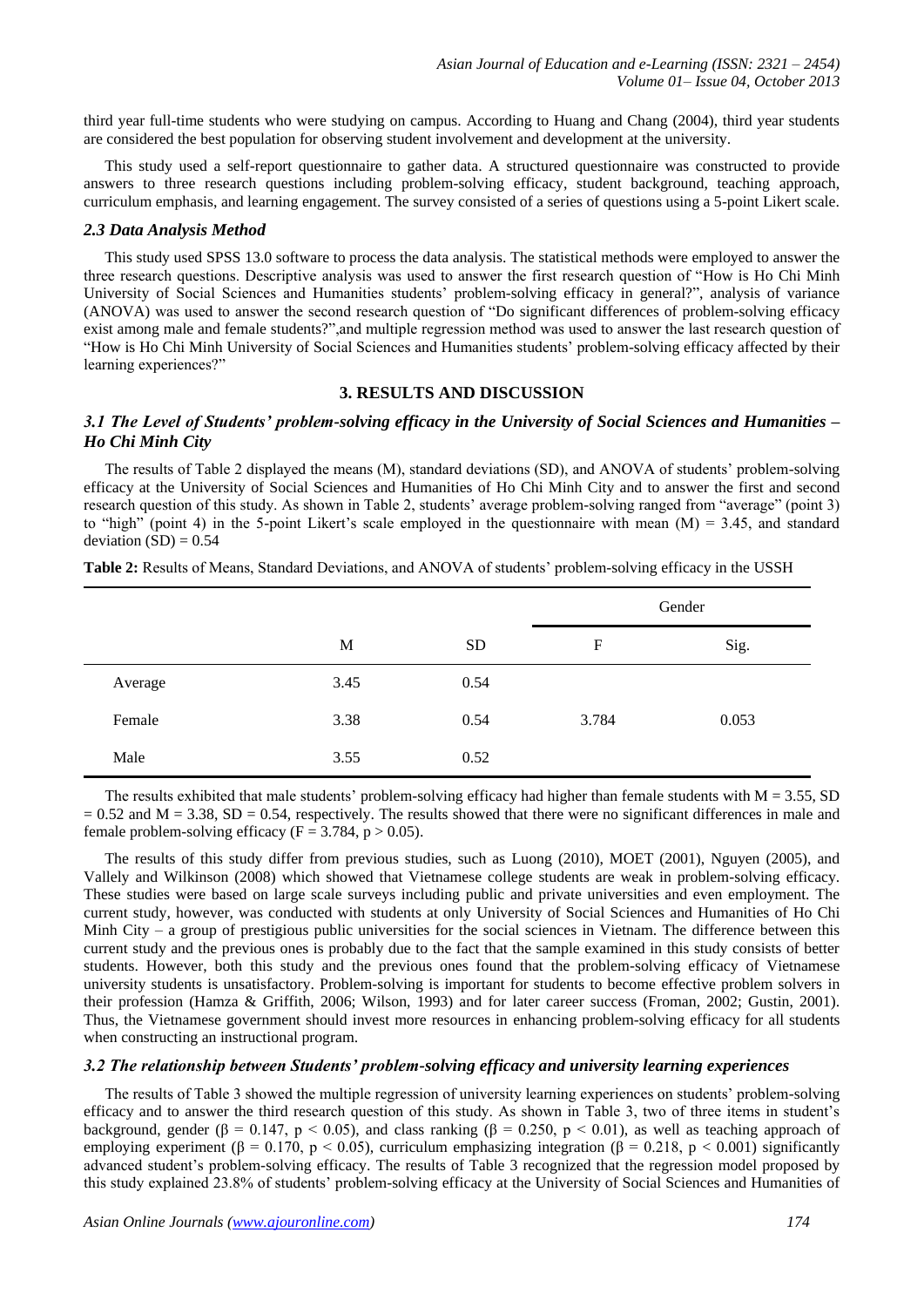third year full-time students who were studying on campus. According to Huang and Chang (2004), third year students are considered the best population for observing student involvement and development at the university.

This study used a self-report questionnaire to gather data. A structured questionnaire was constructed to provide answers to three research questions including problem-solving efficacy, student background, teaching approach, curriculum emphasis, and learning engagement. The survey consisted of a series of questions using a 5-point Likert scale.

### *2.3 Data Analysis Method*

This study used SPSS 13.0 software to process the data analysis. The statistical methods were employed to answer the three research questions. Descriptive analysis was used to answer the first research question of "How is Ho Chi Minh University of Social Sciences and Humanities students' problem-solving efficacy in general?", analysis of variance (ANOVA) was used to answer the second research question of "Do significant differences of problem-solving efficacy exist among male and female students?",and multiple regression method was used to answer the last research question of "How is Ho Chi Minh University of Social Sciences and Humanities students' problem-solving efficacy affected by their learning experiences?"

## 3. RESULTS AND DISCUSSION

### *3.1 The Level of Students' problem-solving efficacy in the University of Social Sciences and Humanities – Ho Chi Minh City*

The results of Table 2 displayed the means (M), standard deviations (SD), and ANOVA of students' problem-solving efficacy at the University of Social Sciences and Humanities of Ho Chi Minh City and to answer the first and second research question of this study. As shown in Table 2, students' average problem-solving ranged from "average" (point 3) to "high" (point 4) in the 5-point Likert's scale employed in the questionnaire with mean (M) = 3.45, and standard deviation (SD) = 0.54

**Table 2:** Results of Means, Standard Deviations, and ANOVA of students' problem-solving efficacy in the USSH

| | | | Gender | |
|---|---|---|---|---|
| | M | SD | F | Sig. |
| Average | 3.45 | 0.54 | | |
| Female | 3.38 | 0.54 | 3.784 | 0.053 |
| Male | 3.55 | 0.52 | | |

The results exhibited that male students' problem-solving efficacy had higher than female students with M = 3.55, SD = 0.52 and M = 3.38, SD = 0.54, respectively. The results showed that there were no significant differences in male and female problem-solving efficacy ($F = 3.784$, $p > 0.05$).

The results of this study differ from previous studies, such as Luong (2010), MOET (2001), Nguyen (2005), and Vallely and Wilkinson (2008) which showed that Vietnamese college students are weak in problem-solving efficacy. These studies were based on large scale surveys including public and private universities and even employment. The current study, however, was conducted with students at only University of Social Sciences and Humanities of Ho Chi Minh City – a group of prestigious public universities for the social sciences in Vietnam. The difference between this current study and the previous ones is probably due to the fact that the sample examined in this study consists of better students. However, both this study and the previous ones found that the problem-solving efficacy of Vietnamese university students is unsatisfactory. Problem-solving is important for students to become effective problem solvers in their profession (Hamza & Griffith, 2006; Wilson, 1993) and for later career success (Froman, 2002; Gustin, 2001). Thus, the Vietnamese government should invest more resources in enhancing problem-solving efficacy for all students when constructing an instructional program.

### *3.2 The relationship between Students' problem-solving efficacy and university learning experiences*

The results of Table 3 showed the multiple regression of university learning experiences on students' problem-solving efficacy and to answer the third research question of this study. As shown in Table 3, two of three items in student's background, gender ($\beta = 0.147$, $p < 0.05$), and class ranking ($\beta = 0.250$, $p < 0.01$), as well as teaching approach of employing experiment ($\beta = 0.170$, $p < 0.05$), curriculum emphasizing integration ($\beta = 0.218$, $p < 0.001$) significantly advanced student's problem-solving efficacy. The results of Table 3 recognized that the regression model proposed by this study explained 23.8% of students' problem-solving efficacy at the University of Social Sciences and Humanities of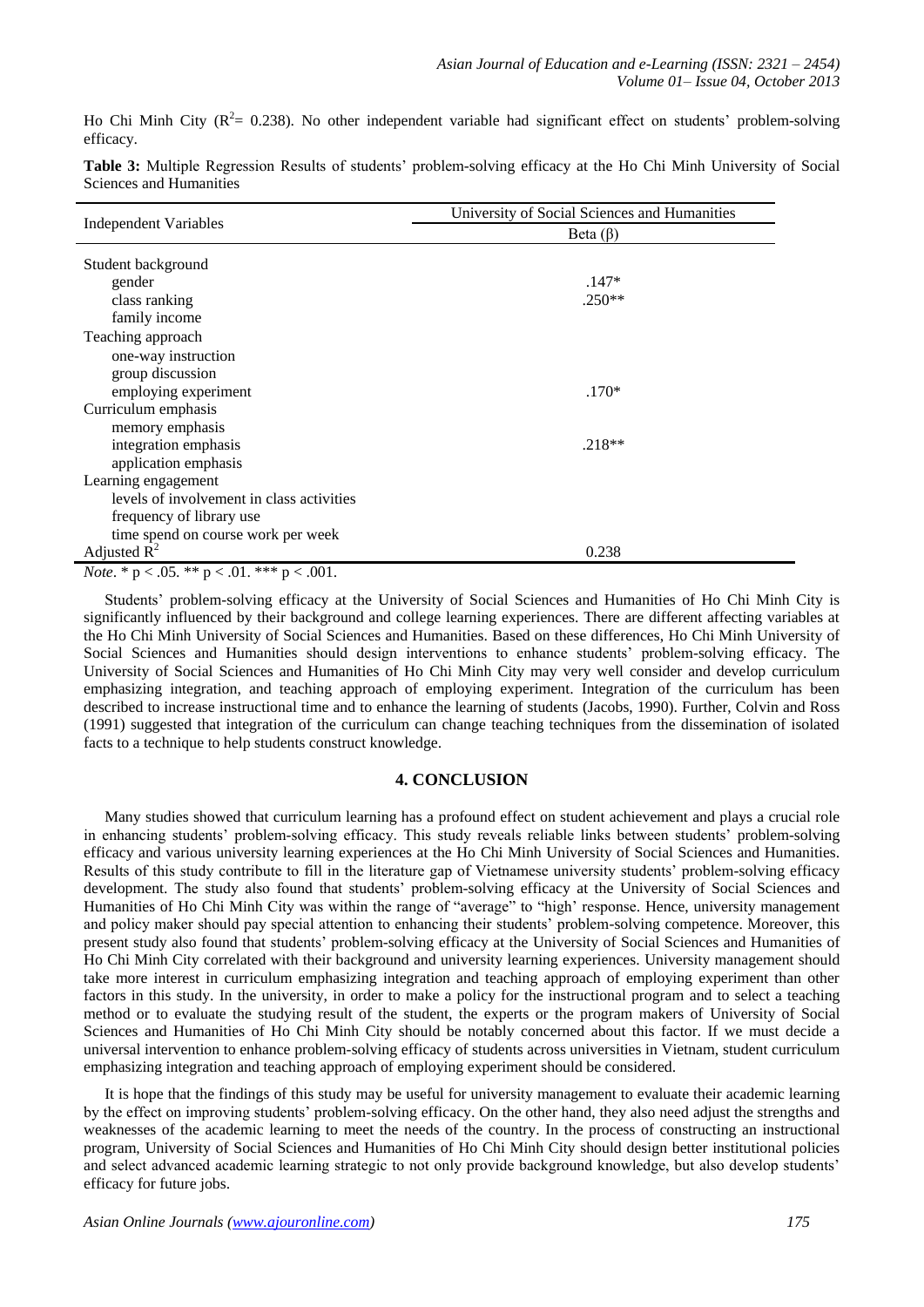Ho Chi Minh City ($R^2$= 0.238). No other independent variable had significant effect on students' problem-solving efficacy.

**Table 3:** Multiple Regression Results of students' problem-solving efficacy at the Ho Chi Minh University of Social Sciences and Humanities

| Independent Variables | University of Social Sciences and Humanities |
|---|---|
| | Beta (β) |
| Student background | |
| gender | .147* |
| class ranking | .250** |
| family income | |
| Teaching approach | |
| one-way instruction | |
| group discussion | |
| employing experiment | .170* |
| Curriculum emphasis | |
| memory emphasis | |
| integration emphasis | .218** |
| application emphasis | |
| Learning engagement | |
| levels of involvement in class activities | |
| frequency of library use | |
| time spend on course work per week | |
| Adjusted $R^2$ | 0.238 |

*Note*. * $p < .05$. ** $p < .01$. *** $p < .001$.

Students' problem-solving efficacy at the University of Social Sciences and Humanities of Ho Chi Minh City is significantly influenced by their background and college learning experiences. There are different affecting variables at the Ho Chi Minh University of Social Sciences and Humanities. Based on these differences, Ho Chi Minh University of Social Sciences and Humanities should design interventions to enhance students' problem-solving efficacy. The University of Social Sciences and Humanities of Ho Chi Minh City may very well consider and develop curriculum emphasizing integration, and teaching approach of employing experiment. Integration of the curriculum has been described to increase instructional time and to enhance the learning of students (Jacobs, 1990). Further, Colvin and Ross (1991) suggested that integration of the curriculum can change teaching techniques from the dissemination of isolated facts to a technique to help students construct knowledge.

## 4. CONCLUSION

Many studies showed that curriculum learning has a profound effect on student achievement and plays a crucial role in enhancing students' problem-solving efficacy. This study reveals reliable links between students' problem-solving efficacy and various university learning experiences at the Ho Chi Minh University of Social Sciences and Humanities. Results of this study contribute to fill in the literature gap of Vietnamese university students' problem-solving efficacy development. The study also found that students' problem-solving efficacy at the University of Social Sciences and Humanities of Ho Chi Minh City was within the range of "average" to "high' response. Hence, university management and policy maker should pay special attention to enhancing their students' problem-solving competence. Moreover, this present study also found that students' problem-solving efficacy at the University of Social Sciences and Humanities of Ho Chi Minh City correlated with their background and university learning experiences. University management should take more interest in curriculum emphasizing integration and teaching approach of employing experiment than other factors in this study. In the university, in order to make a policy for the instructional program and to select a teaching method or to evaluate the studying result of the student, the experts or the program makers of University of Social Sciences and Humanities of Ho Chi Minh City should be notably concerned about this factor. If we must decide a universal intervention to enhance problem-solving efficacy of students across universities in Vietnam, student curriculum emphasizing integration and teaching approach of employing experiment should be considered.

It is hope that the findings of this study may be useful for university management to evaluate their academic learning by the effect on improving students' problem-solving efficacy. On the other hand, they also need adjust the strengths and weaknesses of the academic learning to meet the needs of the country. In the process of constructing an instructional program, University of Social Sciences and Humanities of Ho Chi Minh City should design better institutional policies and select advanced academic learning strategic to not only provide background knowledge, but also develop students' efficacy for future jobs.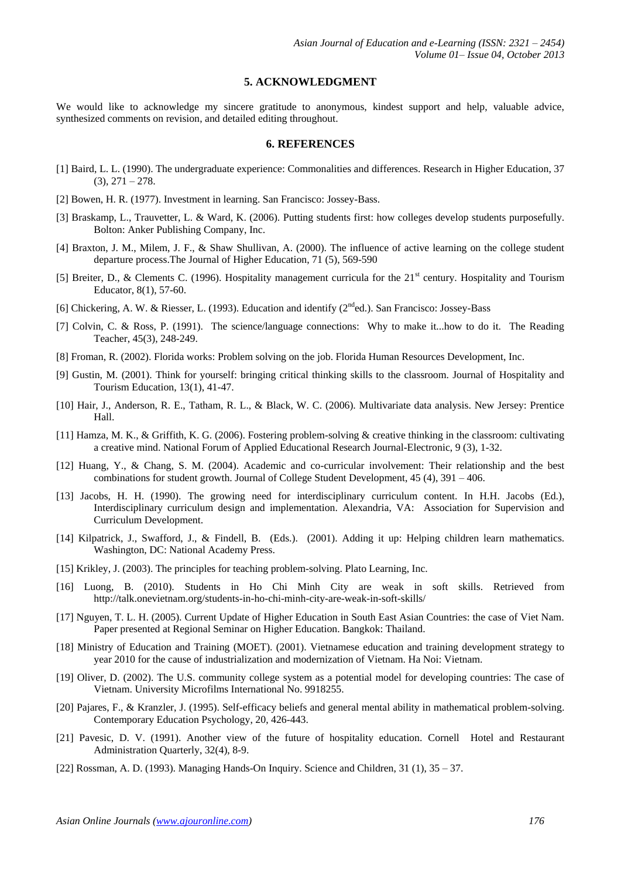## 5. ACKNOWLEDGMENT

We would like to acknowledge my sincere gratitude to anonymous, kindest support and help, valuable advice, synthesized comments on revision, and detailed editing throughout.

## 6. REFERENCES

[1] Baird, L. L. (1990). The undergraduate experience: Commonalities and differences. Research in Higher Education, 37 (3), 271 – 278.

[2] Bowen, H. R. (1977). Investment in learning. San Francisco: Jossey-Bass.

[3] Braskamp, L., Trauvetter, L. & Ward, K. (2006). Putting students first: how colleges develop students purposefully. Bolton: Anker Publishing Company, Inc.

[4] Braxton, J. M., Milem, J. F., & Shaw Shullivan, A. (2000). The influence of active learning on the college student departure process.The Journal of Higher Education, 71 (5), 569-590

[5] Breiter, D., & Clements C. (1996). Hospitality management curricula for the 21st century. Hospitality and Tourism Educator, 8(1), 57-60.

[6] Chickering, A. W. & Riesser, L. (1993). Education and identify (2nd ed.). San Francisco: Jossey-Bass

[7] Colvin, C. & Ross, P. (1991). The science/language connections: Why to make it...how to do it. The Reading Teacher, 45(3), 248-249.

[8] Froman, R. (2002). Florida works: Problem solving on the job. Florida Human Resources Development, Inc.

[9] Gustin, M. (2001). Think for yourself: bringing critical thinking skills to the classroom. Journal of Hospitality and Tourism Education, 13(1), 41-47.

[10] Hair, J., Anderson, R. E., Tatham, R. L., & Black, W. C. (2006). Multivariate data analysis. New Jersey: Prentice Hall.

[11] Hamza, M. K., & Griffith, K. G. (2006). Fostering problem-solving & creative thinking in the classroom: cultivating a creative mind. National Forum of Applied Educational Research Journal-Electronic, 9 (3), 1-32.

[12] Huang, Y., & Chang, S. M. (2004). Academic and co-curricular involvement: Their relationship and the best combinations for student growth. Journal of College Student Development, 45 (4), 391 – 406.

[13] Jacobs, H. H. (1990). The growing need for interdisciplinary curriculum content. In H.H. Jacobs (Ed.), Interdisciplinary curriculum design and implementation. Alexandria, VA: Association for Supervision and Curriculum Development.

[14] Kilpatrick, J., Swafford, J., & Findell, B. (Eds.). (2001). Adding it up: Helping children learn mathematics. Washington, DC: National Academy Press.

[15] Krikley, J. (2003). The principles for teaching problem-solving. Plato Learning, Inc.

[16] Luong, B. (2010). Students in Ho Chi Minh City are weak in soft skills. Retrieved from http://talk.onevietnam.org/students-in-ho-chi-minh-city-are-weak-in-soft-skills/

[17] Nguyen, T. L. H. (2005). Current Update of Higher Education in South East Asian Countries: the case of Viet Nam. Paper presented at Regional Seminar on Higher Education. Bangkok: Thailand.

[18] Ministry of Education and Training (MOET). (2001). Vietnamese education and training development strategy to year 2010 for the cause of industrialization and modernization of Vietnam. Ha Noi: Vietnam.

[19] Oliver, D. (2002). The U.S. community college system as a potential model for developing countries: The case of Vietnam. University Microfilms International No. 9918255.

[20] Pajares, F., & Kranzler, J. (1995). Self-efficacy beliefs and general mental ability in mathematical problem-solving. Contemporary Education Psychology, 20, 426-443.

[21] Pavesic, D. V. (1991). Another view of the future of hospitality education. Cornell Hotel and Restaurant Administration Quarterly, 32(4), 8-9.

[22] Rossman, A. D. (1993). Managing Hands-On Inquiry. Science and Children, 31 (1), 35 – 37.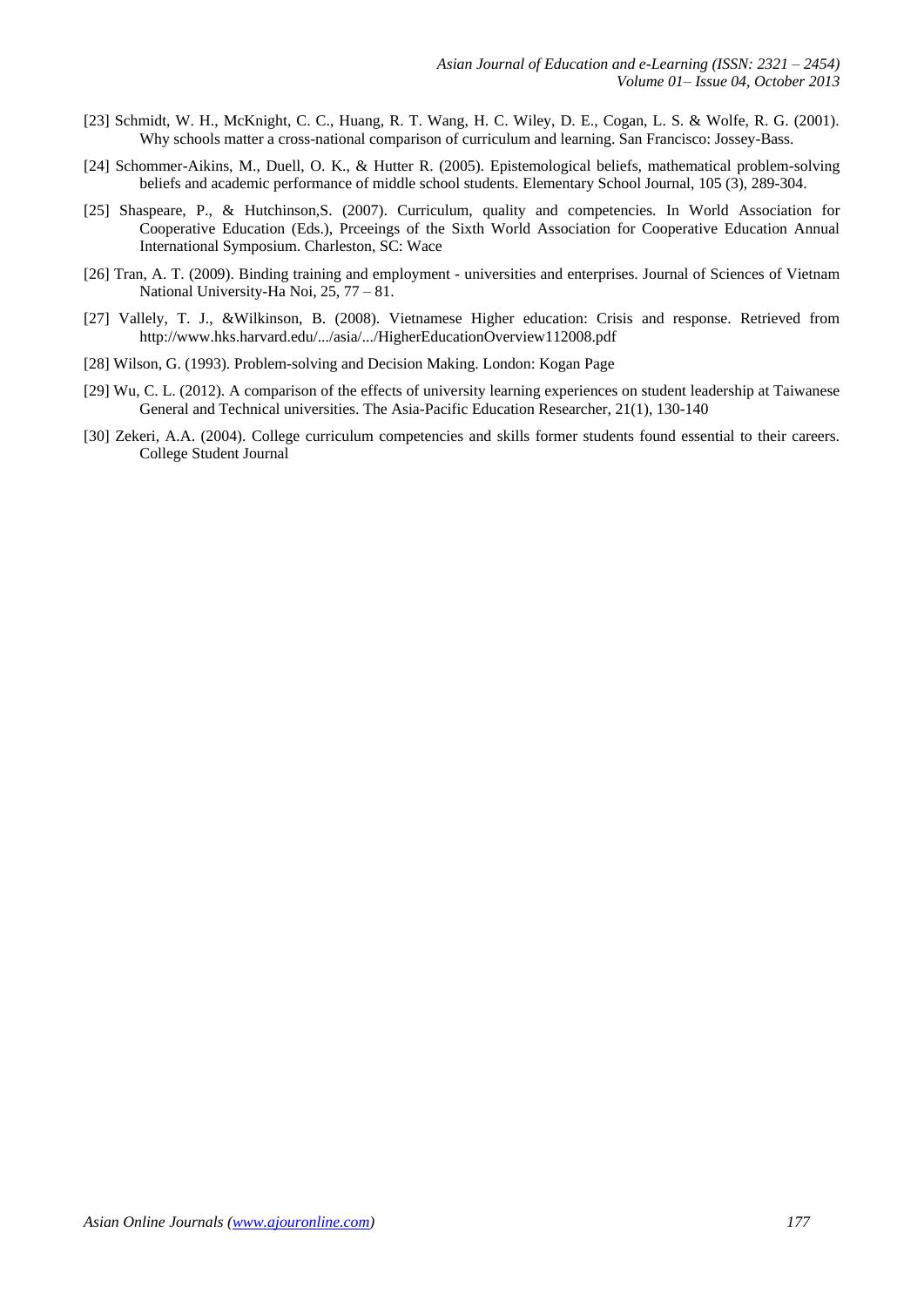[23] Schmidt, W. H., McKnight, C. C., Huang, R. T. Wang, H. C. Wiley, D. E., Cogan, L. S. & Wolfe, R. G. (2001). Why schools matter a cross-national comparison of curriculum and learning. San Francisco: Jossey-Bass.

[24] Schommer-Aikins, M., Duell, O. K., & Hutter R. (2005). Epistemological beliefs, mathematical problem-solving beliefs and academic performance of middle school students. Elementary School Journal, 105 (3), 289-304.

[25] Shaspeare, P., & Hutchinson,S. (2007). Curriculum, quality and competencies. In World Association for Cooperative Education (Eds.), Prceeings of the Sixth World Association for Cooperative Education Annual International Symposium. Charleston, SC: Wace

[26] Tran, A. T. (2009). Binding training and employment - universities and enterprises. Journal of Sciences of Vietnam National University-Ha Noi, 25, 77 – 81.

[27] Vallely, T. J., &Wilkinson, B. (2008). Vietnamese Higher education: Crisis and response. Retrieved from http://www.hks.harvard.edu/.../asia/.../HigherEducationOverview112008.pdf

[28] Wilson, G. (1993). Problem-solving and Decision Making. London: Kogan Page

[29] Wu, C. L. (2012). A comparison of the effects of university learning experiences on student leadership at Taiwanese General and Technical universities. The Asia-Pacific Education Researcher, 21(1), 130-140

[30] Zekeri, A.A. (2004). College curriculum competencies and skills former students found essential to their careers. College Student Journal